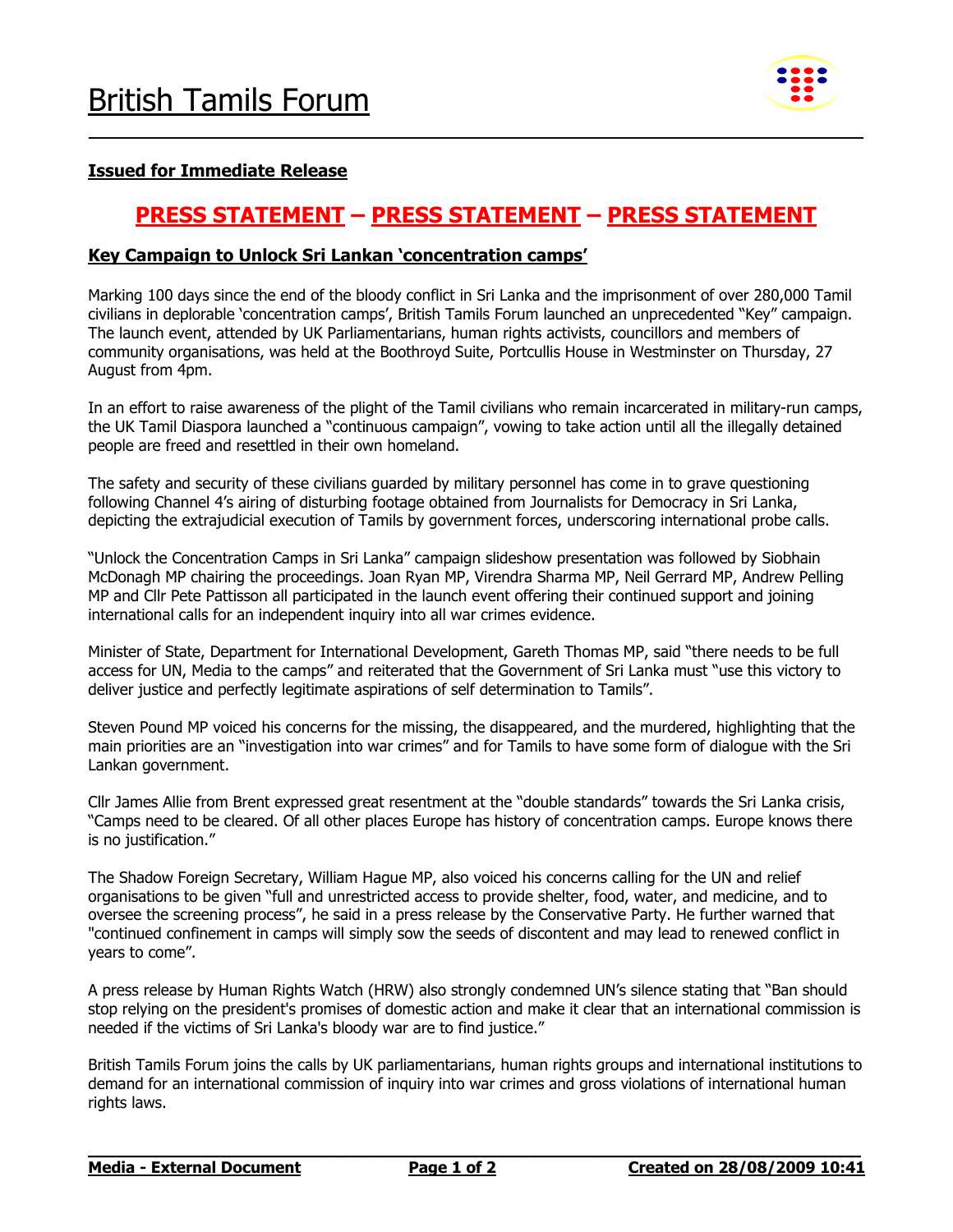# British Tamils Forum

**Issued for Immediate Release**

## PRESS STATEMENT – PRESS STATEMENT – PRESS STATEMENT

### Key Campaign to Unlock Sri Lankan 'concentration camps'

Marking 100 days since the end of the bloody conflict in Sri Lanka and the imprisonment of over 280,000 Tamil civilians in deplorable 'concentration camps', British Tamils Forum launched an unprecedented "Key" campaign. The launch event, attended by UK Parliamentarians, human rights activists, councillors and members of community organisations, was held at the Boothroyd Suite, Portcullis House in Westminster on Thursday, 27 August from 4pm.

In an effort to raise awareness of the plight of the Tamil civilians who remain incarcerated in military-run camps, the UK Tamil Diaspora launched a "continuous campaign", vowing to take action until all the illegally detained people are freed and resettled in their own homeland.

The safety and security of these civilians guarded by military personnel has come in to grave questioning following Channel 4's airing of disturbing footage obtained from Journalists for Democracy in Sri Lanka, depicting the extrajudicial execution of Tamils by government forces, underscoring international probe calls.

"Unlock the Concentration Camps in Sri Lanka" campaign slideshow presentation was followed by Siobhain McDonagh MP chairing the proceedings. Joan Ryan MP, Virendra Sharma MP, Neil Gerrard MP, Andrew Pelling MP and Cllr Pete Pattisson all participated in the launch event offering their continued support and joining international calls for an independent inquiry into all war crimes evidence.

Minister of State, Department for International Development, Gareth Thomas MP, said "there needs to be full access for UN, Media to the camps" and reiterated that the Government of Sri Lanka must "use this victory to deliver justice and perfectly legitimate aspirations of self determination to Tamils".

Steven Pound MP voiced his concerns for the missing, the disappeared, and the murdered, highlighting that the main priorities are an "investigation into war crimes" and for Tamils to have some form of dialogue with the Sri Lankan government.

Cllr James Allie from Brent expressed great resentment at the "double standards" towards the Sri Lanka crisis, "Camps need to be cleared. Of all other places Europe has history of concentration camps. Europe knows there is no justification."

The Shadow Foreign Secretary, William Hague MP, also voiced his concerns calling for the UN and relief organisations to be given "full and unrestricted access to provide shelter, food, water, and medicine, and to oversee the screening process", he said in a press release by the Conservative Party. He further warned that "continued confinement in camps will simply sow the seeds of discontent and may lead to renewed conflict in years to come".

A press release by Human Rights Watch (HRW) also strongly condemned UN's silence stating that "Ban should stop relying on the president's promises of domestic action and make it clear that an international commission is needed if the victims of Sri Lanka's bloody war are to find justice."

British Tamils Forum joins the calls by UK parliamentarians, human rights groups and international institutions to demand for an international commission of inquiry into war crimes and gross violations of international human rights laws.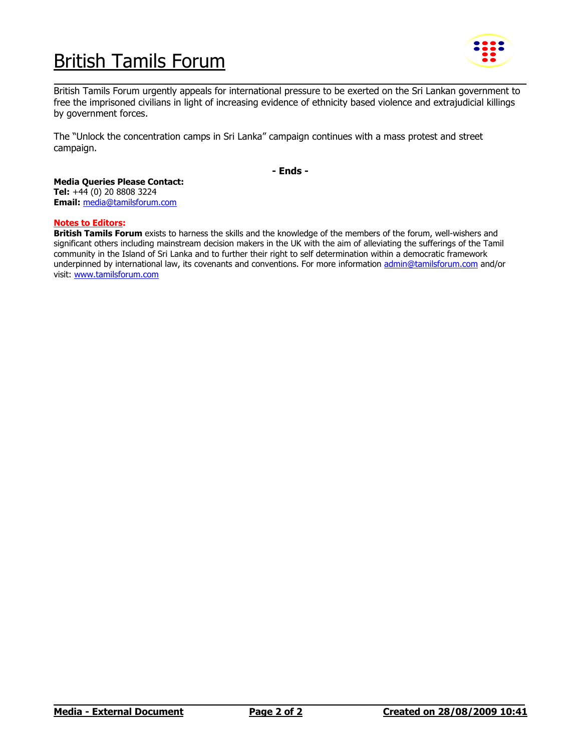British Tamils Forum urgently appeals for international pressure to be exerted on the Sri Lankan government to free the imprisoned civilians in light of increasing evidence of ethnicity based violence and extrajudicial killings by government forces.

The "Unlock the concentration camps in Sri Lanka" campaign continues with a mass protest and street campaign.

**- Ends -**

**Media Queries Please Contact:**
**Tel:** +44 (0) 20 8808 3224
**Email:** media@tamilsforum.com

**Notes to Editors:**
**British Tamils Forum** exists to harness the skills and the knowledge of the members of the forum, well-wishers and significant others including mainstream decision makers in the UK with the aim of alleviating the sufferings of the Tamil community in the Island of Sri Lanka and to further their right to self determination within a democratic framework underpinned by international law, its covenants and conventions. For more information admin@tamilsforum.com and/or visit: www.tamilsforum.com